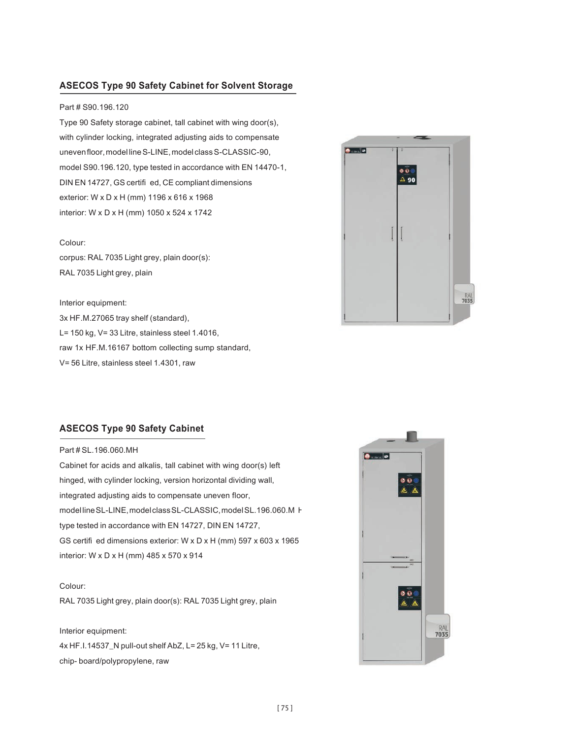## ASECOS Type 90 Safety Cabinet for Solvent Storage

Part # S90.196.120

Type 90 Safety storage cabinet, tall cabinet with wing door(s), with cylinder locking, integrated adjusting aids to compensate uneven floor, model line S-LINE, model class S-CLASSIC-90, model S90.196.120, type tested in accordance with EN 14470-1, DIN EN 14727, GS certifi ed, CE compliant dimensions exterior: W x D x H (mm) 1196 x 616 x 1968 interior: W x D x H (mm) 1050 x 524 x 1742

Colour:
corpus: RAL 7035 Light grey, plain door(s):
RAL 7035 Light grey, plain

Interior equipment:
3x HF.M.27065 tray shelf (standard),
L= 150 kg, V= 33 Litre, stainless steel 1.4016,
raw 1x HF.M.16167 bottom collecting sump standard,
V= 56 Litre, stainless steel 1.4301, raw

## ASECOS Type 90 Safety Cabinet

Part # SL.196.060.MH

Cabinet for acids and alkalis, tall cabinet with wing door(s) left hinged, with cylinder locking, version horizontal dividing wall, integrated adjusting aids to compensate uneven floor, model line SL-LINE, model class SL-CLASSIC, model SL.196.060.MH type tested in accordance with EN 14727, DIN EN 14727, GS certifi ed dimensions exterior: W x D x H (mm) 597 x 603 x 1965 interior: W x D x H (mm) 485 x 570 x 914

Colour:
RAL 7035 Light grey, plain door(s): RAL 7035 Light grey, plain

Interior equipment:
4x HF.I.14537_N pull-out shelf AbZ, L= 25 kg, V= 11 Litre, chip- board/polypropylene, raw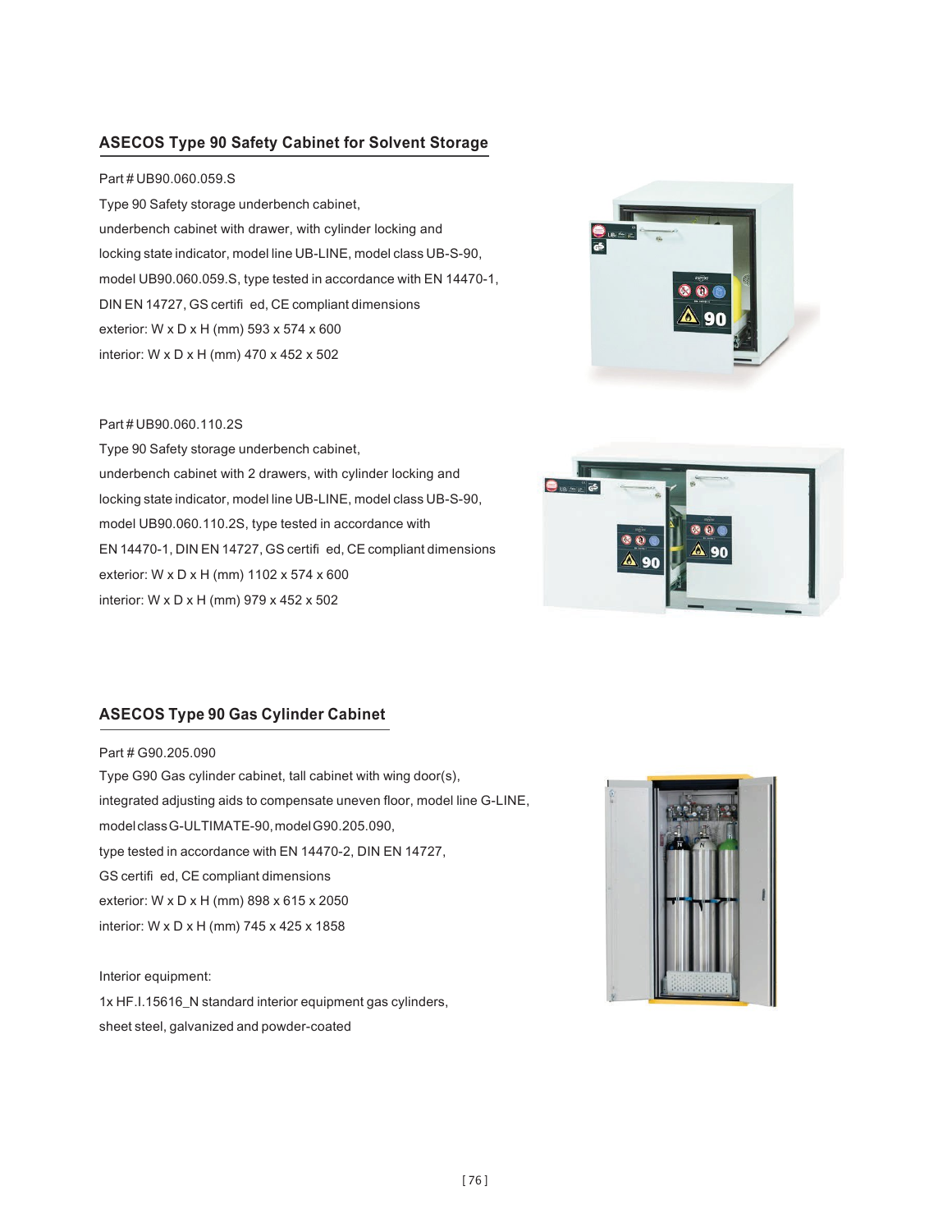## ASECOS Type 90 Safety Cabinet for Solvent Storage

Part # UB90.060.059.S

Type 90 Safety storage underbench cabinet,
underbench cabinet with drawer, with cylinder locking and
locking state indicator, model line UB-LINE, model class UB-S-90,
model UB90.060.059.S, type tested in accordance with EN 14470-1,
DIN EN 14727, GS certifi ed, CE compliant dimensions
exterior: W x D x H (mm) 593 x 574 x 600
interior: W x D x H (mm) 470 x 452 x 502

Part # UB90.060.110.2S

Type 90 Safety storage underbench cabinet,
underbench cabinet with 2 drawers, with cylinder locking and
locking state indicator, model line UB-LINE, model class UB-S-90,
model UB90.060.110.2S, type tested in accordance with
EN 14470-1, DIN EN 14727, GS certifi ed, CE compliant dimensions
exterior: W x D x H (mm) 1102 x 574 x 600
interior: W x D x H (mm) 979 x 452 x 502

## ASECOS Type 90 Gas Cylinder Cabinet

Part # G90.205.090

Type G90 Gas cylinder cabinet, tall cabinet with wing door(s),
integrated adjusting aids to compensate uneven floor, model line G-LINE,
model class G-ULTIMATE-90, model G90.205.090,
type tested in accordance with EN 14470-2, DIN EN 14727,
GS certifi ed, CE compliant dimensions
exterior: W x D x H (mm) 898 x 615 x 2050
interior: W x D x H (mm) 745 x 425 x 1858

Interior equipment:
1x HF.I.15616_N standard interior equipment gas cylinders,
sheet steel, galvanized and powder-coated